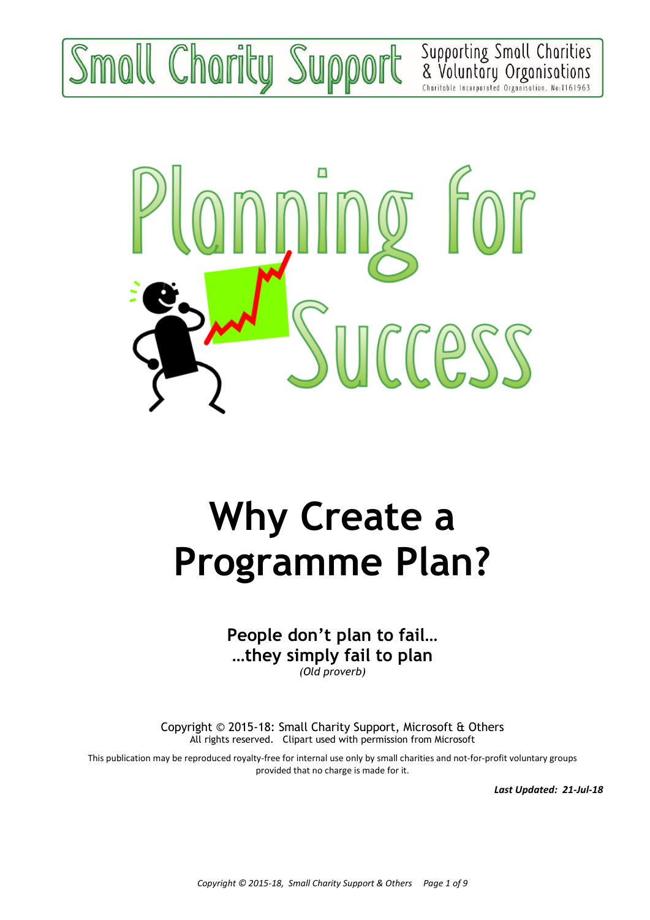Small Charity Support

Supporting Small Charities & Voluntary Organisations

Charitable Incorporated Organisation, No: 1161963

# Planning for Success

# Why Create a Programme Plan?

**People don't plan to fail…**
**…they simply fail to plan**
*(Old proverb)*

Copyright © 2015-18: Small Charity Support, Microsoft & Others
All rights reserved. Clipart used with permission from Microsoft

This publication may be reproduced royalty-free for internal use only by small charities and not-for-profit voluntary groups provided that no charge is made for it.

***Last Updated: 21-Jul-18***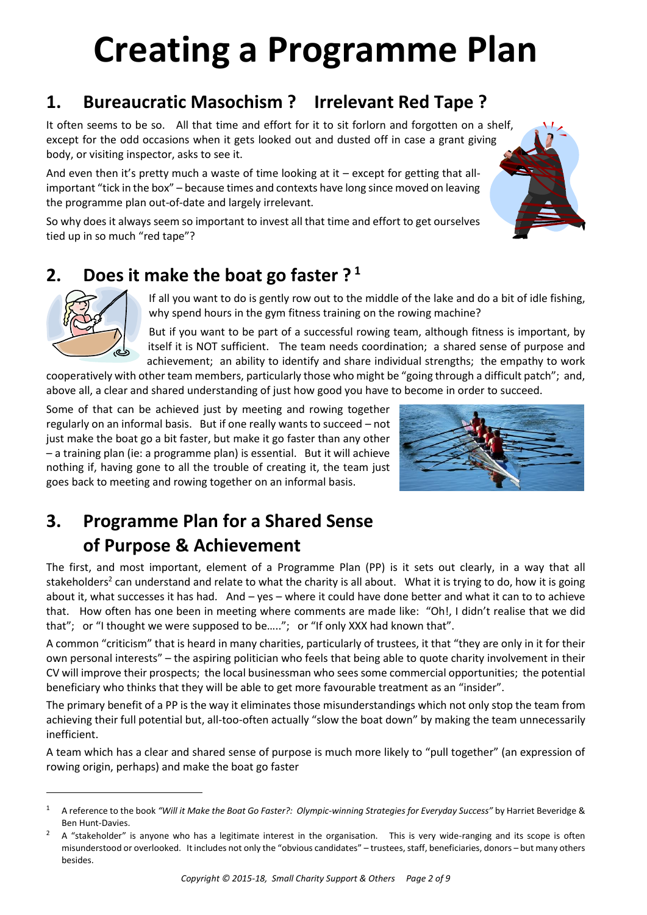# Creating a Programme Plan

## 1. Bureaucratic Masochism ? Irrelevant Red Tape ?

It often seems to be so. All that time and effort for it to sit forlorn and forgotten on a shelf, except for the odd occasions when it gets looked out and dusted off in case a grant giving body, or visiting inspector, asks to see it.

And even then it's pretty much a waste of time looking at it – except for getting that all-important "tick in the box" – because times and contexts have long since moved on leaving the programme plan out-of-date and largely irrelevant.

So why does it always seem so important to invest all that time and effort to get ourselves tied up in so much "red tape"?

## 2. Does it make the boat go faster ? [1]

If all you want to do is gently row out to the middle of the lake and do a bit of idle fishing, why spend hours in the gym fitness training on the rowing machine?

But if you want to be part of a successful rowing team, although fitness is important, by itself it is NOT sufficient. The team needs coordination; a shared sense of purpose and achievement; an ability to identify and share individual strengths; the empathy to work cooperatively with other team members, particularly those who might be "going through a difficult patch"; and, above all, a clear and shared understanding of just how good you have to become in order to succeed.

Some of that can be achieved just by meeting and rowing together regularly on an informal basis. But if one really wants to succeed – not just make the boat go a bit faster, but make it go faster than any other – a training plan (ie: a programme plan) is essential. But it will achieve nothing if, having gone to all the trouble of creating it, the team just goes back to meeting and rowing together on an informal basis.

## 3. Programme Plan for a Shared Sense of Purpose & Achievement

The first, and most important, element of a Programme Plan (PP) is it sets out clearly, in a way that all stakeholders[2] can understand and relate to what the charity is all about. What it is trying to do, how it is going about it, what successes it has had. And – yes – where it could have done better and what it can to to achieve that. How often has one been in meeting where comments are made like: "Oh!, I didn't realise that we did that"; or "I thought we were supposed to be….."; or "If only XXX had known that".

A common "criticism" that is heard in many charities, particularly of trustees, it that "they are only in it for their own personal interests" – the aspiring politician who feels that being able to quote charity involvement in their CV will improve their prospects; the local businessman who sees some commercial opportunities; the potential beneficiary who thinks that they will be able to get more favourable treatment as an "insider".

The primary benefit of a PP is the way it eliminates those misunderstandings which not only stop the team from achieving their full potential but, all-too-often actually "slow the boat down" by making the team unnecessarily inefficient.

A team which has a clear and shared sense of purpose is much more likely to "pull together" (an expression of rowing origin, perhaps) and make the boat go faster

---

[1] A reference to the book *"Will it Make the Boat Go Faster?: Olympic-winning Strategies for Everyday Success"* by Harriet Beveridge & Ben Hunt-Davies.

[2] A "stakeholder" is anyone who has a legitimate interest in the organisation. This is very wide-ranging and its scope is often misunderstood or overlooked. It includes not only the "obvious candidates" – trustees, staff, beneficiaries, donors – but many others besides.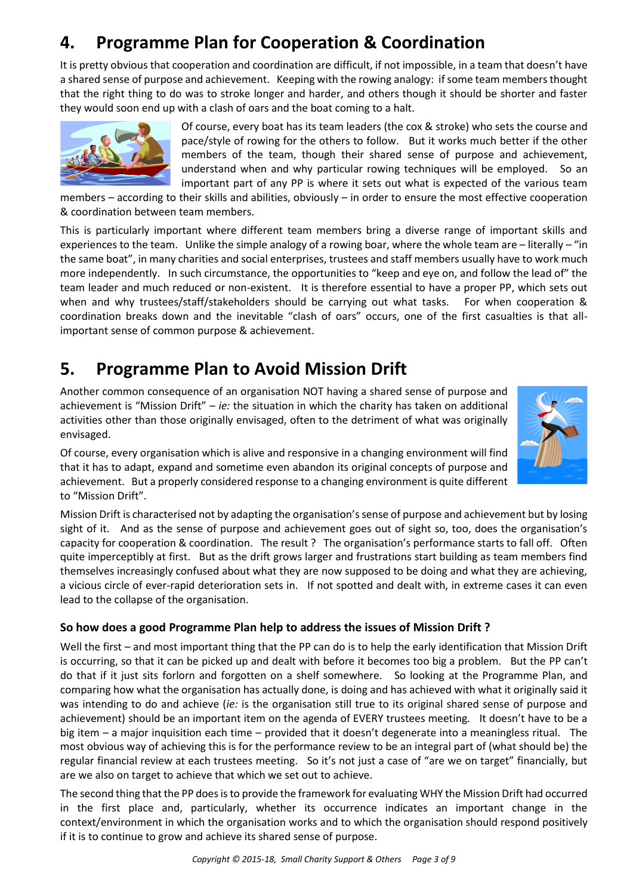## 4. Programme Plan for Cooperation & Coordination

It is pretty obvious that cooperation and coordination are difficult, if not impossible, in a team that doesn't have a shared sense of purpose and achievement. Keeping with the rowing analogy: if some team members thought that the right thing to do was to stroke longer and harder, and others though it should be shorter and faster they would soon end up with a clash of oars and the boat coming to a halt.

Of course, every boat has its team leaders (the cox & stroke) who sets the course and pace/style of rowing for the others to follow. But it works much better if the other members of the team, though their shared sense of purpose and achievement, understand when and why particular rowing techniques will be employed. So an important part of any PP is where it sets out what is expected of the various team members – according to their skills and abilities, obviously – in order to ensure the most effective cooperation & coordination between team members.

This is particularly important where different team members bring a diverse range of important skills and experiences to the team. Unlike the simple analogy of a rowing boar, where the whole team are – literally – "in the same boat", in many charities and social enterprises, trustees and staff members usually have to work much more independently. In such circumstance, the opportunities to "keep and eye on, and follow the lead of" the team leader and much reduced or non-existent. It is therefore essential to have a proper PP, which sets out when and why trustees/staff/stakeholders should be carrying out what tasks. For when cooperation & coordination breaks down and the inevitable "clash of oars" occurs, one of the first casualties is that all-important sense of common purpose & achievement.

## 5. Programme Plan to Avoid Mission Drift

Another common consequence of an organisation NOT having a shared sense of purpose and achievement is "Mission Drift" – *ie:* the situation in which the charity has taken on additional activities other than those originally envisaged, often to the detriment of what was originally envisaged.

Of course, every organisation which is alive and responsive in a changing environment will find that it has to adapt, expand and sometime even abandon its original concepts of purpose and achievement. But a properly considered response to a changing environment is quite different to "Mission Drift".

Mission Drift is characterised not by adapting the organisation's sense of purpose and achievement but by losing sight of it. And as the sense of purpose and achievement goes out of sight so, too, does the organisation's capacity for cooperation & coordination. The result ? The organisation's performance starts to fall off. Often quite imperceptibly at first. But as the drift grows larger and frustrations start building as team members find themselves increasingly confused about what they are now supposed to be doing and what they are achieving, a vicious circle of ever-rapid deterioration sets in. If not spotted and dealt with, in extreme cases it can even lead to the collapse of the organisation.

### So how does a good Programme Plan help to address the issues of Mission Drift ?

Well the first – and most important thing that the PP can do is to help the early identification that Mission Drift is occurring, so that it can be picked up and dealt with before it becomes too big a problem. But the PP can't do that if it just sits forlorn and forgotten on a shelf somewhere. So looking at the Programme Plan, and comparing how what the organisation has actually done, is doing and has achieved with what it originally said it was intending to do and achieve (*ie:* is the organisation still true to its original shared sense of purpose and achievement) should be an important item on the agenda of EVERY trustees meeting. It doesn't have to be a big item – a major inquisition each time – provided that it doesn't degenerate into a meaningless ritual. The most obvious way of achieving this is for the performance review to be an integral part of (what should be) the regular financial review at each trustees meeting. So it's not just a case of "are we on target" financially, but are we also on target to achieve that which we set out to achieve.

The second thing that the PP does is to provide the framework for evaluating WHY the Mission Drift had occurred in the first place and, particularly, whether its occurrence indicates an important change in the context/environment in which the organisation works and to which the organisation should respond positively if it is to continue to grow and achieve its shared sense of purpose.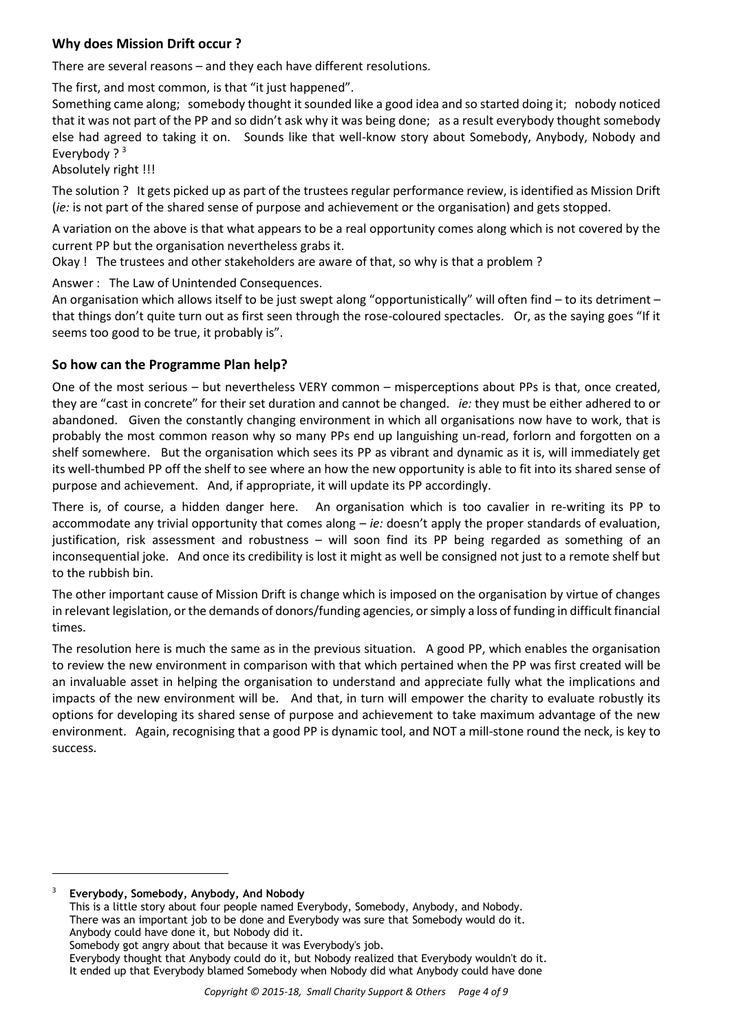## Why does Mission Drift occur ?

There are several reasons – and they each have different resolutions.

The first, and most common, is that "it just happened".

Something came along; somebody thought it sounded like a good idea and so started doing it; nobody noticed that it was not part of the PP and so didn't ask why it was being done; as a result everybody thought somebody else had agreed to taking it on. Sounds like that well-know story about Somebody, Anybody, Nobody and Everybody ? [3]

Absolutely right !!!

The solution ? It gets picked up as part of the trustees regular performance review, is identified as Mission Drift (*ie:* is not part of the shared sense of purpose and achievement or the organisation) and gets stopped.

A variation on the above is that what appears to be a real opportunity comes along which is not covered by the current PP but the organisation nevertheless grabs it.

Okay ! The trustees and other stakeholders are aware of that, so why is that a problem ?

Answer : The Law of Unintended Consequences.

An organisation which allows itself to be just swept along "opportunistically" will often find – to its detriment – that things don't quite turn out as first seen through the rose-coloured spectacles. Or, as the saying goes "If it seems too good to be true, it probably is".

## So how can the Programme Plan help?

One of the most serious – but nevertheless VERY common – misperceptions about PPs is that, once created, they are "cast in concrete" for their set duration and cannot be changed. *ie:* they must be either adhered to or abandoned. Given the constantly changing environment in which all organisations now have to work, that is probably the most common reason why so many PPs end up languishing un-read, forlorn and forgotten on a shelf somewhere. But the organisation which sees its PP as vibrant and dynamic as it is, will immediately get its well-thumbed PP off the shelf to see where an how the new opportunity is able to fit into its shared sense of purpose and achievement. And, if appropriate, it will update its PP accordingly.

There is, of course, a hidden danger here. An organisation which is too cavalier in re-writing its PP to accommodate any trivial opportunity that comes along – *ie:* doesn't apply the proper standards of evaluation, justification, risk assessment and robustness – will soon find its PP being regarded as something of an inconsequential joke. And once its credibility is lost it might as well be consigned not just to a remote shelf but to the rubbish bin.

The other important cause of Mission Drift is change which is imposed on the organisation by virtue of changes in relevant legislation, or the demands of donors/funding agencies, or simply a loss of funding in difficult financial times.

The resolution here is much the same as in the previous situation. A good PP, which enables the organisation to review the new environment in comparison with that which pertained when the PP was first created will be an invaluable asset in helping the organisation to understand and appreciate fully what the implications and impacts of the new environment will be. And that, in turn will empower the charity to evaluate robustly its options for developing its shared sense of purpose and achievement to take maximum advantage of the new environment. Again, recognising that a good PP is dynamic tool, and NOT a mill-stone round the neck, is key to success.

---

[3] **Everybody, Somebody, Anybody, And Nobody**
This is a little story about four people named Everybody, Somebody, Anybody, and Nobody.
There was an important job to be done and Everybody was sure that Somebody would do it.
Anybody could have done it, but Nobody did it.
Somebody got angry about that because it was Everybody's job.
Everybody thought that Anybody could do it, but Nobody realized that Everybody wouldn't do it.
It ended up that Everybody blamed Somebody when Nobody did what Anybody could have done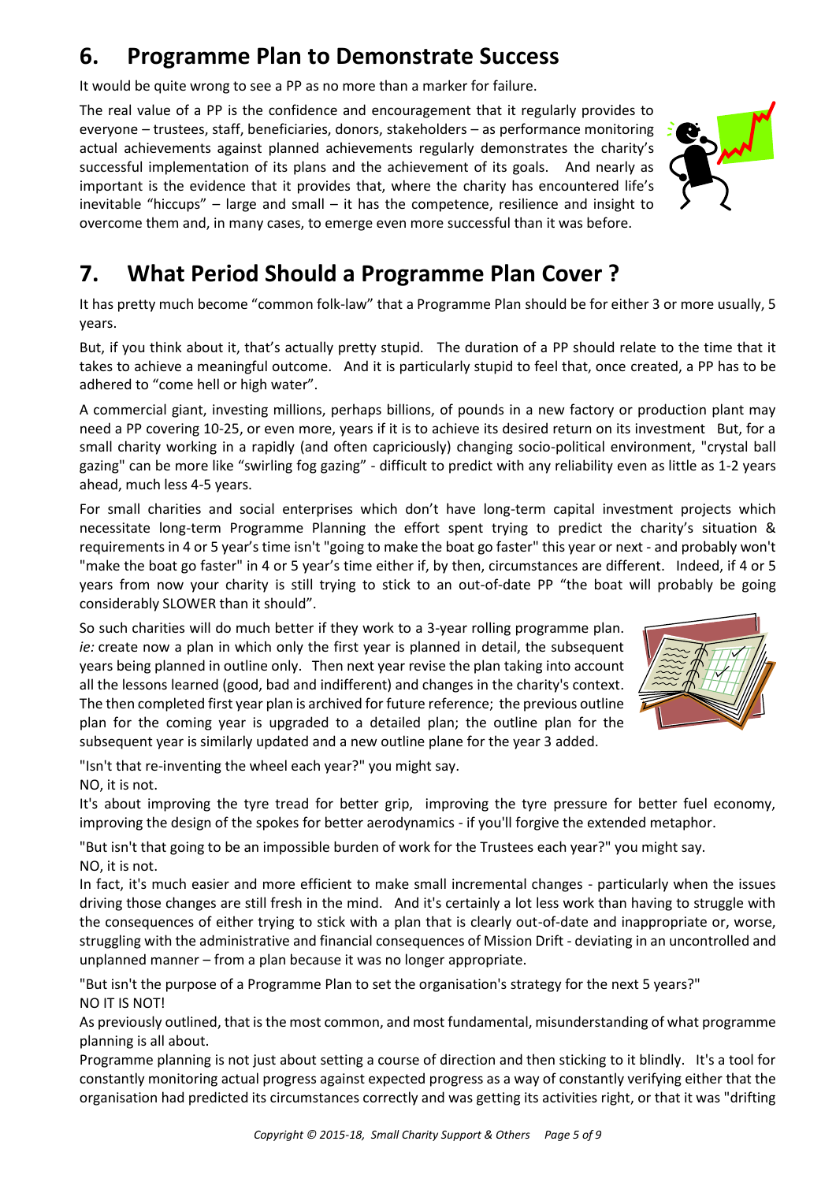## 6. Programme Plan to Demonstrate Success

It would be quite wrong to see a PP as no more than a marker for failure.

The real value of a PP is the confidence and encouragement that it regularly provides to everyone – trustees, staff, beneficiaries, donors, stakeholders – as performance monitoring actual achievements against planned achievements regularly demonstrates the charity's successful implementation of its plans and the achievement of its goals. And nearly as important is the evidence that it provides that, where the charity has encountered life's inevitable "hiccups" – large and small – it has the competence, resilience and insight to overcome them and, in many cases, to emerge even more successful than it was before.

## 7. What Period Should a Programme Plan Cover ?

It has pretty much become "common folk-law" that a Programme Plan should be for either 3 or more usually, 5 years.

But, if you think about it, that's actually pretty stupid. The duration of a PP should relate to the time that it takes to achieve a meaningful outcome. And it is particularly stupid to feel that, once created, a PP has to be adhered to "come hell or high water".

A commercial giant, investing millions, perhaps billions, of pounds in a new factory or production plant may need a PP covering 10-25, or even more, years if it is to achieve its desired return on its investment But, for a small charity working in a rapidly (and often capriciously) changing socio-political environment, "crystal ball gazing" can be more like "swirling fog gazing" - difficult to predict with any reliability even as little as 1-2 years ahead, much less 4-5 years.

For small charities and social enterprises which don't have long-term capital investment projects which necessitate long-term Programme Planning the effort spent trying to predict the charity's situation & requirements in 4 or 5 year's time isn't "going to make the boat go faster" this year or next - and probably won't "make the boat go faster" in 4 or 5 year's time either if, by then, circumstances are different. Indeed, if 4 or 5 years from now your charity is still trying to stick to an out-of-date PP "the boat will probably be going considerably SLOWER than it should".

So such charities will do much better if they work to a 3-year rolling programme plan. *ie:* create now a plan in which only the first year is planned in detail, the subsequent years being planned in outline only. Then next year revise the plan taking into account all the lessons learned (good, bad and indifferent) and changes in the charity's context. The then completed first year plan is archived for future reference; the previous outline plan for the coming year is upgraded to a detailed plan; the outline plan for the subsequent year is similarly updated and a new outline plane for the year 3 added.

"Isn't that re-inventing the wheel each year?" you might say.
NO, it is not.
It's about improving the tyre tread for better grip, improving the tyre pressure for better fuel economy, improving the design of the spokes for better aerodynamics - if you'll forgive the extended metaphor.

"But isn't that going to be an impossible burden of work for the Trustees each year?" you might say.
NO, it is not.
In fact, it's much easier and more efficient to make small incremental changes - particularly when the issues driving those changes are still fresh in the mind. And it's certainly a lot less work than having to struggle with the consequences of either trying to stick with a plan that is clearly out-of-date and inappropriate or, worse, struggling with the administrative and financial consequences of Mission Drift - deviating in an uncontrolled and unplanned manner – from a plan because it was no longer appropriate.

"But isn't the purpose of a Programme Plan to set the organisation's strategy for the next 5 years?"
NO IT IS NOT!
As previously outlined, that is the most common, and most fundamental, misunderstanding of what programme planning is all about.
Programme planning is not just about setting a course of direction and then sticking to it blindly. It's a tool for constantly monitoring actual progress against expected progress as a way of constantly verifying either that the organisation had predicted its circumstances correctly and was getting its activities right, or that it was "drifting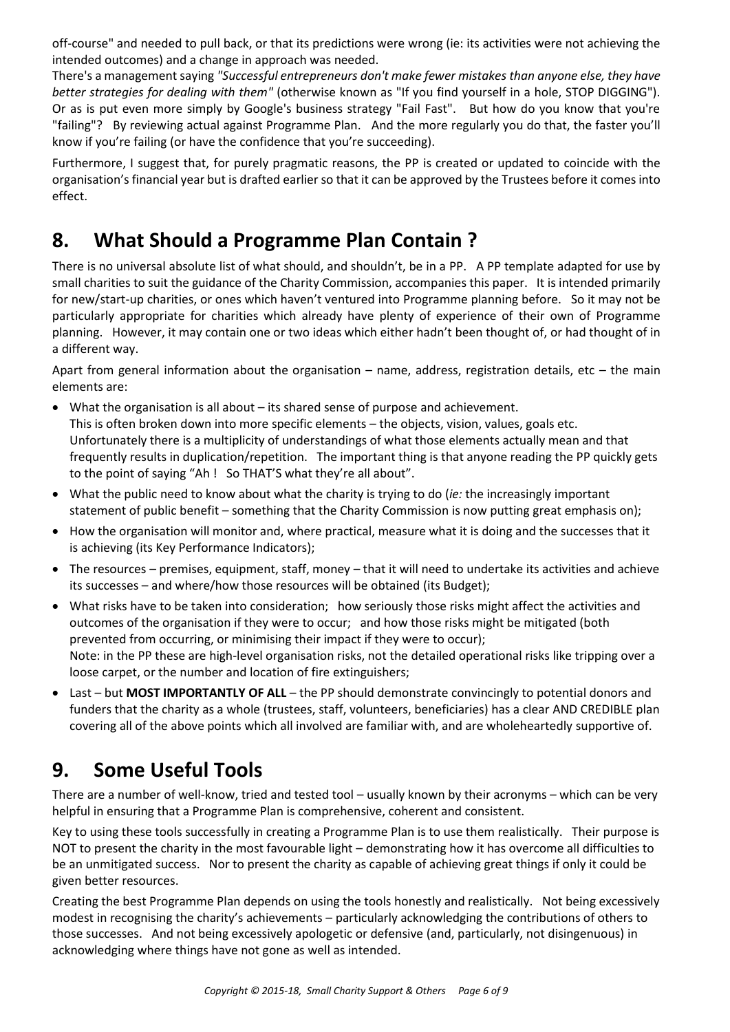off-course" and needed to pull back, or that its predictions were wrong (ie: its activities were not achieving the intended outcomes) and a change in approach was needed.

There's a management saying *"Successful entrepreneurs don't make fewer mistakes than anyone else, they have better strategies for dealing with them"* (otherwise known as "If you find yourself in a hole, STOP DIGGING"). Or as is put even more simply by Google's business strategy "Fail Fast". But how do you know that you're "failing"? By reviewing actual against Programme Plan. And the more regularly you do that, the faster you'll know if you're failing (or have the confidence that you're succeeding).

Furthermore, I suggest that, for purely pragmatic reasons, the PP is created or updated to coincide with the organisation's financial year but is drafted earlier so that it can be approved by the Trustees before it comes into effect.

## 8. What Should a Programme Plan Contain ?

There is no universal absolute list of what should, and shouldn't, be in a PP. A PP template adapted for use by small charities to suit the guidance of the Charity Commission, accompanies this paper. It is intended primarily for new/start-up charities, or ones which haven't ventured into Programme planning before. So it may not be particularly appropriate for charities which already have plenty of experience of their own of Programme planning. However, it may contain one or two ideas which either hadn't been thought of, or had thought of in a different way.

Apart from general information about the organisation – name, address, registration details, etc – the main elements are:

- What the organisation is all about – its shared sense of purpose and achievement.
  This is often broken down into more specific elements – the objects, vision, values, goals etc.
  Unfortunately there is a multiplicity of understandings of what those elements actually mean and that frequently results in duplication/repetition. The important thing is that anyone reading the PP quickly gets to the point of saying "Ah ! So THAT'S what they're all about".
- What the public need to know about what the charity is trying to do (*ie:* the increasingly important statement of public benefit – something that the Charity Commission is now putting great emphasis on);
- How the organisation will monitor and, where practical, measure what it is doing and the successes that it is achieving (its Key Performance Indicators);
- The resources – premises, equipment, staff, money – that it will need to undertake its activities and achieve its successes – and where/how those resources will be obtained (its Budget);
- What risks have to be taken into consideration; how seriously those risks might affect the activities and outcomes of the organisation if they were to occur; and how those risks might be mitigated (both prevented from occurring, or minimising their impact if they were to occur);
  Note: in the PP these are high-level organisation risks, not the detailed operational risks like tripping over a loose carpet, or the number and location of fire extinguishers;
- Last – but **MOST IMPORTANTLY OF ALL** – the PP should demonstrate convincingly to potential donors and funders that the charity as a whole (trustees, staff, volunteers, beneficiaries) has a clear AND CREDIBLE plan covering all of the above points which all involved are familiar with, and are wholeheartedly supportive of.

## 9. Some Useful Tools

There are a number of well-know, tried and tested tool – usually known by their acronyms – which can be very helpful in ensuring that a Programme Plan is comprehensive, coherent and consistent.

Key to using these tools successfully in creating a Programme Plan is to use them realistically. Their purpose is NOT to present the charity in the most favourable light – demonstrating how it has overcome all difficulties to be an unmitigated success. Nor to present the charity as capable of achieving great things if only it could be given better resources.

Creating the best Programme Plan depends on using the tools honestly and realistically. Not being excessively modest in recognising the charity's achievements – particularly acknowledging the contributions of others to those successes. And not being excessively apologetic or defensive (and, particularly, not disingenuous) in acknowledging where things have not gone as well as intended.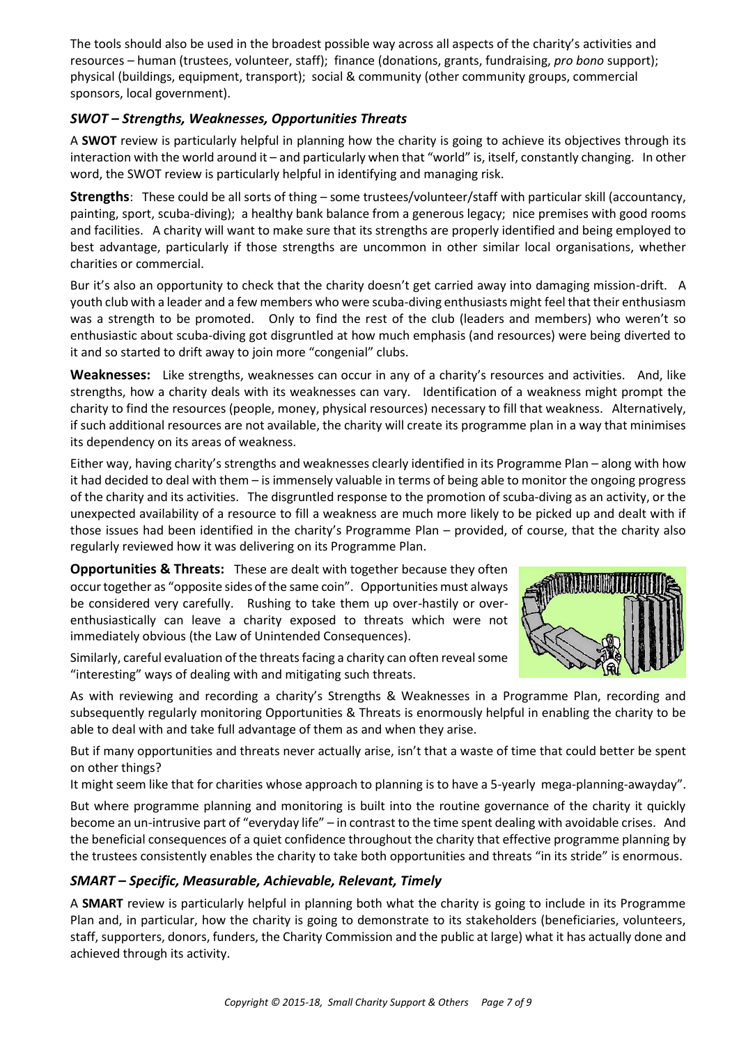The tools should also be used in the broadest possible way across all aspects of the charity's activities and resources – human (trustees, volunteer, staff); finance (donations, grants, fundraising, *pro bono* support); physical (buildings, equipment, transport); social & community (other community groups, commercial sponsors, local government).

### *SWOT – Strengths, Weaknesses, Opportunities Threats*

A **SWOT** review is particularly helpful in planning how the charity is going to achieve its objectives through its interaction with the world around it – and particularly when that "world" is, itself, constantly changing. In other word, the SWOT review is particularly helpful in identifying and managing risk.

**Strengths**: These could be all sorts of thing – some trustees/volunteer/staff with particular skill (accountancy, painting, sport, scuba-diving); a healthy bank balance from a generous legacy; nice premises with good rooms and facilities. A charity will want to make sure that its strengths are properly identified and being employed to best advantage, particularly if those strengths are uncommon in other similar local organisations, whether charities or commercial.

Bur it's also an opportunity to check that the charity doesn't get carried away into damaging mission-drift. A youth club with a leader and a few members who were scuba-diving enthusiasts might feel that their enthusiasm was a strength to be promoted. Only to find the rest of the club (leaders and members) who weren't so enthusiastic about scuba-diving got disgruntled at how much emphasis (and resources) were being diverted to it and so started to drift away to join more "congenial" clubs.

**Weaknesses:** Like strengths, weaknesses can occur in any of a charity's resources and activities. And, like strengths, how a charity deals with its weaknesses can vary. Identification of a weakness might prompt the charity to find the resources (people, money, physical resources) necessary to fill that weakness. Alternatively, if such additional resources are not available, the charity will create its programme plan in a way that minimises its dependency on its areas of weakness.

Either way, having charity's strengths and weaknesses clearly identified in its Programme Plan – along with how it had decided to deal with them – is immensely valuable in terms of being able to monitor the ongoing progress of the charity and its activities. The disgruntled response to the promotion of scuba-diving as an activity, or the unexpected availability of a resource to fill a weakness are much more likely to be picked up and dealt with if those issues had been identified in the charity's Programme Plan – provided, of course, that the charity also regularly reviewed how it was delivering on its Programme Plan.

**Opportunities & Threats:** These are dealt with together because they often occur together as "opposite sides of the same coin". Opportunities must always be considered very carefully. Rushing to take them up over-hastily or over-enthusiastically can leave a charity exposed to threats which were not immediately obvious (the Law of Unintended Consequences).

Similarly, careful evaluation of the threats facing a charity can often reveal some "interesting" ways of dealing with and mitigating such threats.

As with reviewing and recording a charity's Strengths & Weaknesses in a Programme Plan, recording and subsequently regularly monitoring Opportunities & Threats is enormously helpful in enabling the charity to be able to deal with and take full advantage of them as and when they arise.

But if many opportunities and threats never actually arise, isn't that a waste of time that could better be spent on other things?

It might seem like that for charities whose approach to planning is to have a 5-yearly mega-planning-awayday".

But where programme planning and monitoring is built into the routine governance of the charity it quickly become an un-intrusive part of "everyday life" – in contrast to the time spent dealing with avoidable crises. And the beneficial consequences of a quiet confidence throughout the charity that effective programme planning by the trustees consistently enables the charity to take both opportunities and threats "in its stride" is enormous.

### *SMART – Specific, Measurable, Achievable, Relevant, Timely*

A **SMART** review is particularly helpful in planning both what the charity is going to include in its Programme Plan and, in particular, how the charity is going to demonstrate to its stakeholders (beneficiaries, volunteers, staff, supporters, donors, funders, the Charity Commission and the public at large) what it has actually done and achieved through its activity.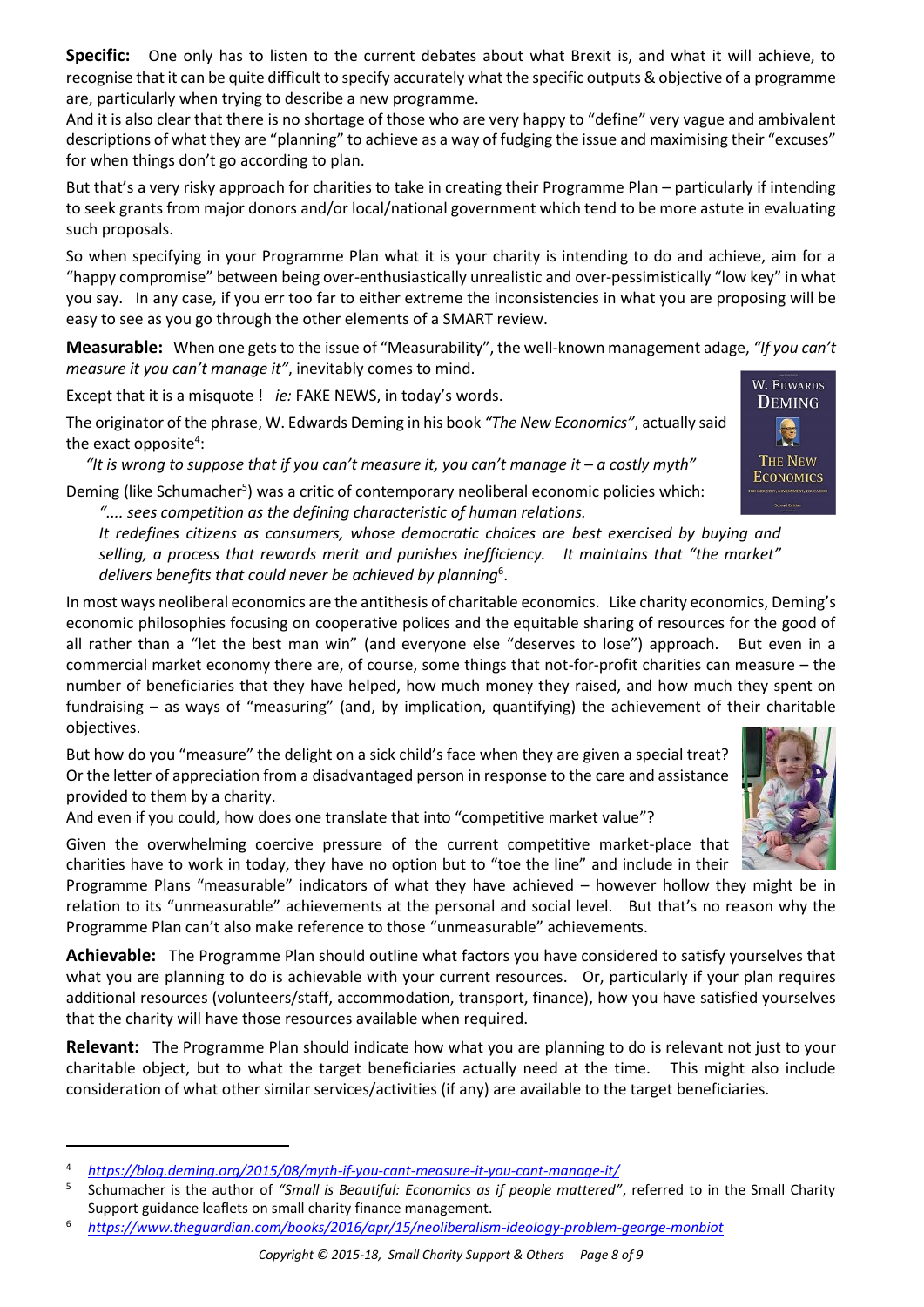**Specific:** One only has to listen to the current debates about what Brexit is, and what it will achieve, to recognise that it can be quite difficult to specify accurately what the specific outputs & objective of a programme are, particularly when trying to describe a new programme.

And it is also clear that there is no shortage of those who are very happy to "define" very vague and ambivalent descriptions of what they are "planning" to achieve as a way of fudging the issue and maximising their "excuses" for when things don't go according to plan.

But that's a very risky approach for charities to take in creating their Programme Plan – particularly if intending to seek grants from major donors and/or local/national government which tend to be more astute in evaluating such proposals.

So when specifying in your Programme Plan what it is your charity is intending to do and achieve, aim for a "happy compromise" between being over-enthusiastically unrealistic and over-pessimistically "low key" in what you say. In any case, if you err too far to either extreme the inconsistencies in what you are proposing will be easy to see as you go through the other elements of a SMART review.

**Measurable:** When one gets to the issue of "Measurability", the well-known management adage, *"If you can't measure it you can't manage it"*, inevitably comes to mind.

Except that it is a misquote ! *ie:* FAKE NEWS, in today's words.

The originator of the phrase, W. Edwards Deming in his book *"The New Economics"*, actually said the exact opposite[4]:

> *"It is wrong to suppose that if you can't measure it, you can't manage it – a costly myth"*

Deming (like Schumacher[5]) was a critic of contemporary neoliberal economic policies which:

> *".... sees competition as the defining characteristic of human relations.*
> *It redefines citizens as consumers, whose democratic choices are best exercised by buying and selling, a process that rewards merit and punishes inefficiency. It maintains that "the market" delivers benefits that could never be achieved by planning*[6].

In most ways neoliberal economics are the antithesis of charitable economics. Like charity economics, Deming's economic philosophies focusing on cooperative polices and the equitable sharing of resources for the good of all rather than a "let the best man win" (and everyone else "deserves to lose") approach. But even in a commercial market economy there are, of course, some things that not-for-profit charities can measure – the number of beneficiaries that they have helped, how much money they raised, and how much they spent on fundraising – as ways of "measuring" (and, by implication, quantifying) the achievement of their charitable objectives.

But how do you "measure" the delight on a sick child's face when they are given a special treat? Or the letter of appreciation from a disadvantaged person in response to the care and assistance provided to them by a charity.

And even if you could, how does one translate that into "competitive market value"?

Given the overwhelming coercive pressure of the current competitive market-place that charities have to work in today, they have no option but to "toe the line" and include in their Programme Plans "measurable" indicators of what they have achieved – however hollow they might be in relation to its "unmeasurable" achievements at the personal and social level. But that's no reason why the Programme Plan can't also make reference to those "unmeasurable" achievements.

**Achievable:** The Programme Plan should outline what factors you have considered to satisfy yourselves that what you are planning to do is achievable with your current resources. Or, particularly if your plan requires additional resources (volunteers/staff, accommodation, transport, finance), how you have satisfied yourselves that the charity will have those resources available when required.

**Relevant:** The Programme Plan should indicate how what you are planning to do is relevant not just to your charitable object, but to what the target beneficiaries actually need at the time. This might also include consideration of what other similar services/activities (if any) are available to the target beneficiaries.

---

[4] https://blog.deming.org/2015/08/myth-if-you-cant-measure-it-you-cant-manage-it/

[5] Schumacher is the author of *"Small is Beautiful: Economics as if people mattered"*, referred to in the Small Charity Support guidance leaflets on small charity finance management.

[6] https://www.theguardian.com/books/2016/apr/15/neoliberalism-ideology-problem-george-monbiot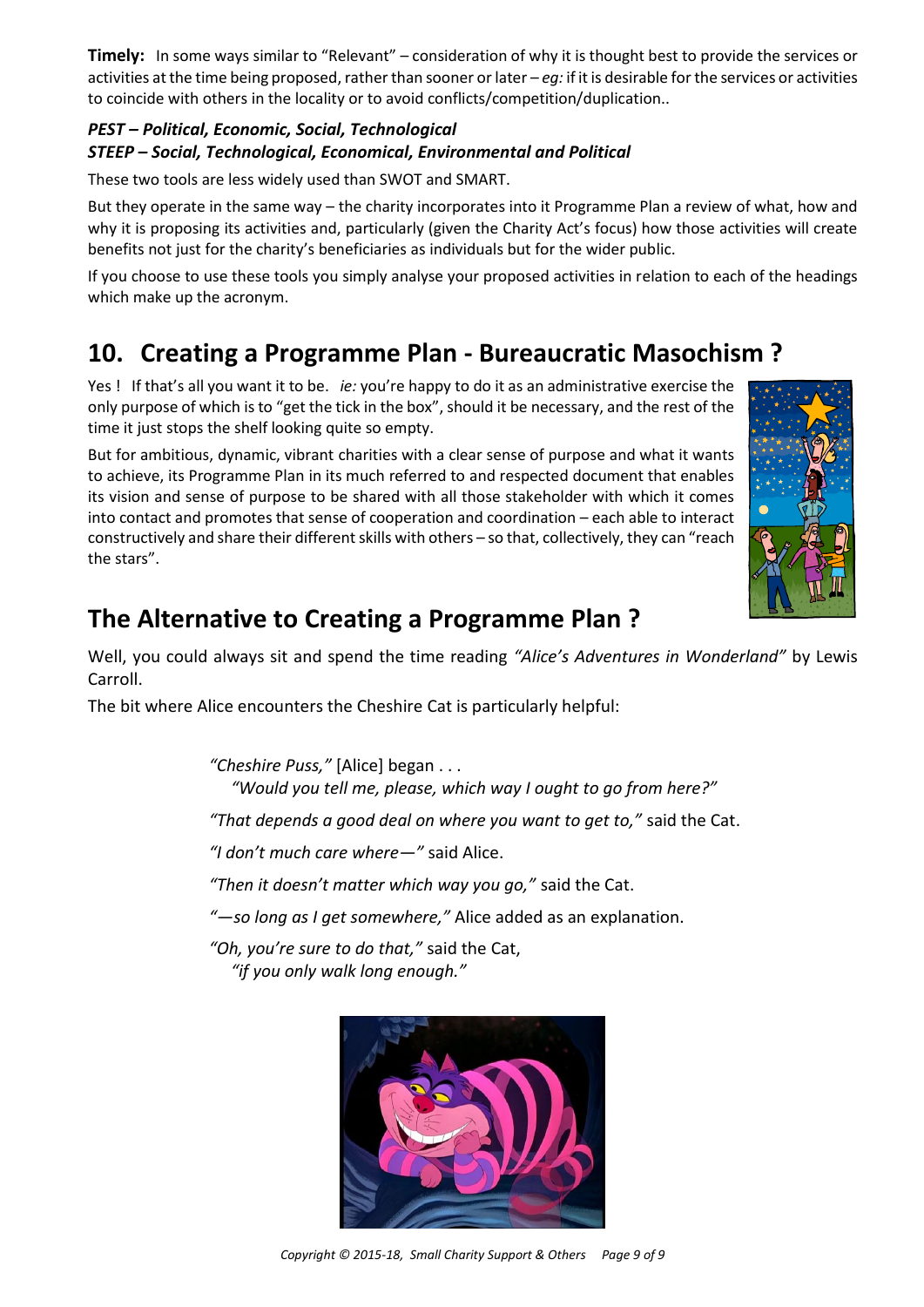**Timely:** In some ways similar to "Relevant" – consideration of why it is thought best to provide the services or activities at the time being proposed, rather than sooner or later – *eg:* if it is desirable for the services or activities to coincide with others in the locality or to avoid conflicts/competition/duplication..

***PEST – Political, Economic, Social, Technological***
***STEEP – Social, Technological, Economical, Environmental and Political***

These two tools are less widely used than SWOT and SMART.

But they operate in the same way – the charity incorporates into it Programme Plan a review of what, how and why it is proposing its activities and, particularly (given the Charity Act's focus) how those activities will create benefits not just for the charity's beneficiaries as individuals but for the wider public.

If you choose to use these tools you simply analyse your proposed activities in relation to each of the headings which make up the acronym.

## 10. Creating a Programme Plan - Bureaucratic Masochism ?

Yes ! If that's all you want it to be. *ie:* you're happy to do it as an administrative exercise the only purpose of which is to "get the tick in the box", should it be necessary, and the rest of the time it just stops the shelf looking quite so empty.

But for ambitious, dynamic, vibrant charities with a clear sense of purpose and what it wants to achieve, its Programme Plan in its much referred to and respected document that enables its vision and sense of purpose to be shared with all those stakeholder with which it comes into contact and promotes that sense of cooperation and coordination – each able to interact constructively and share their different skills with others – so that, collectively, they can "reach the stars".

## The Alternative to Creating a Programme Plan ?

Well, you could always sit and spend the time reading *"Alice's Adventures in Wonderland"* by Lewis Carroll.

The bit where Alice encounters the Cheshire Cat is particularly helpful:

> *"Cheshire Puss,"* [Alice] began . . .
> *"Would you tell me, please, which way I ought to go from here?"*
>
> *"That depends a good deal on where you want to get to,"* said the Cat.
>
> *"I don't much care where—"* said Alice.
>
> *"Then it doesn't matter which way you go,"* said the Cat.
>
> *"—so long as I get somewhere,"* Alice added as an explanation.
>
> *"Oh, you're sure to do that,"* said the Cat,
> *"if you only walk long enough."*

*Copyright © 2015-18, Small Charity Support & Others*